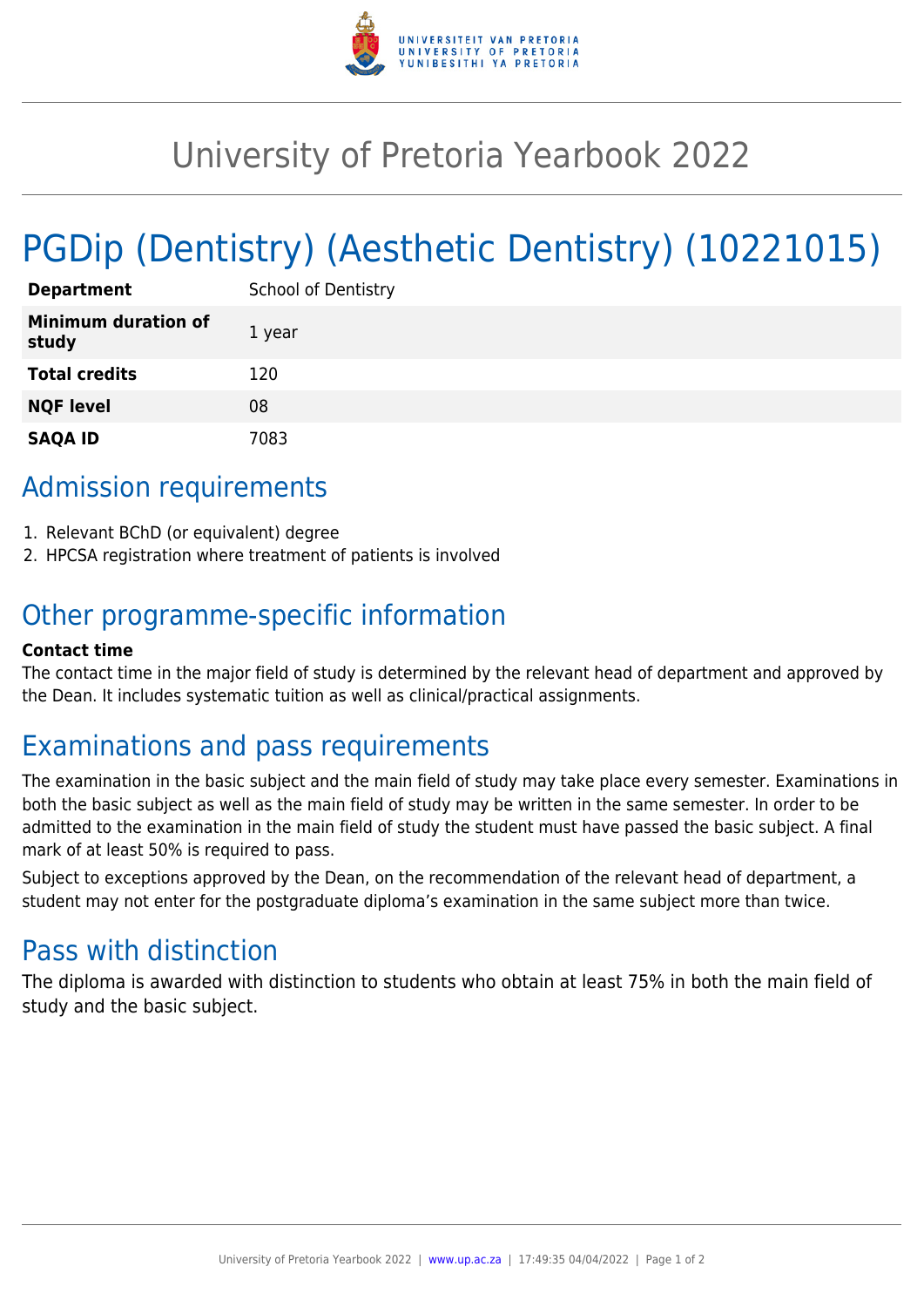# University of Pretoria Yearbook 2022

# PGDip (Dentistry) (Aesthetic Dentistry) (10221015)

| | |
|---|---|
| **Department** | School of Dentistry |
| **Minimum duration of study** | 1 year |
| **Total credits** | 120 |
| **NQF level** | 08 |
| **SAQA ID** | 7083 |

## Admission requirements

1. Relevant BChD (or equivalent) degree
2. HPCSA registration where treatment of patients is involved

## Other programme-specific information

**Contact time**

The contact time in the major field of study is determined by the relevant head of department and approved by the Dean. It includes systematic tuition as well as clinical/practical assignments.

## Examinations and pass requirements

The examination in the basic subject and the main field of study may take place every semester. Examinations in both the basic subject as well as the main field of study may be written in the same semester. In order to be admitted to the examination in the main field of study the student must have passed the basic subject. A final mark of at least 50% is required to pass.

Subject to exceptions approved by the Dean, on the recommendation of the relevant head of department, a student may not enter for the postgraduate diploma's examination in the same subject more than twice.

## Pass with distinction

The diploma is awarded with distinction to students who obtain at least 75% in both the main field of study and the basic subject.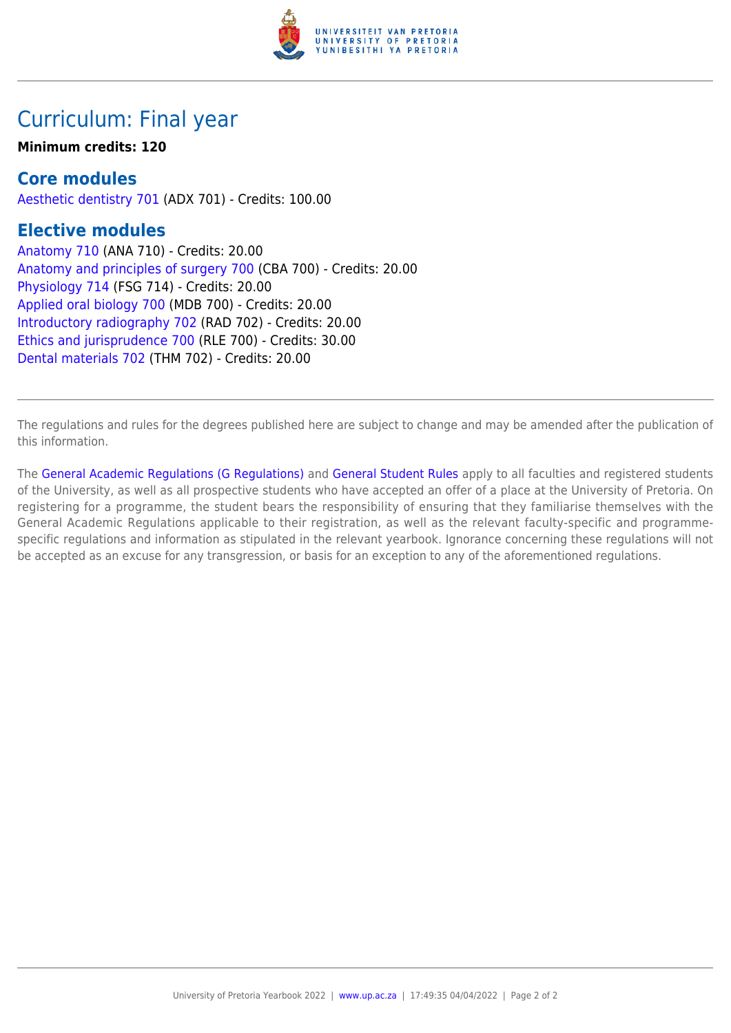# Curriculum: Final year

**Minimum credits: 120**

## Core modules

Aesthetic dentistry 701 (ADX 701) - Credits: 100.00

## Elective modules

Anatomy 710 (ANA 710) - Credits: 20.00
Anatomy and principles of surgery 700 (CBA 700) - Credits: 20.00
Physiology 714 (FSG 714) - Credits: 20.00
Applied oral biology 700 (MDB 700) - Credits: 20.00
Introductory radiography 702 (RAD 702) - Credits: 20.00
Ethics and jurisprudence 700 (RLE 700) - Credits: 30.00
Dental materials 702 (THM 702) - Credits: 20.00

The regulations and rules for the degrees published here are subject to change and may be amended after the publication of this information.

The General Academic Regulations (G Regulations) and General Student Rules apply to all faculties and registered students of the University, as well as all prospective students who have accepted an offer of a place at the University of Pretoria. On registering for a programme, the student bears the responsibility of ensuring that they familiarise themselves with the General Academic Regulations applicable to their registration, as well as the relevant faculty-specific and programme-specific regulations and information as stipulated in the relevant yearbook. Ignorance concerning these regulations will not be accepted as an excuse for any transgression, or basis for an exception to any of the aforementioned regulations.